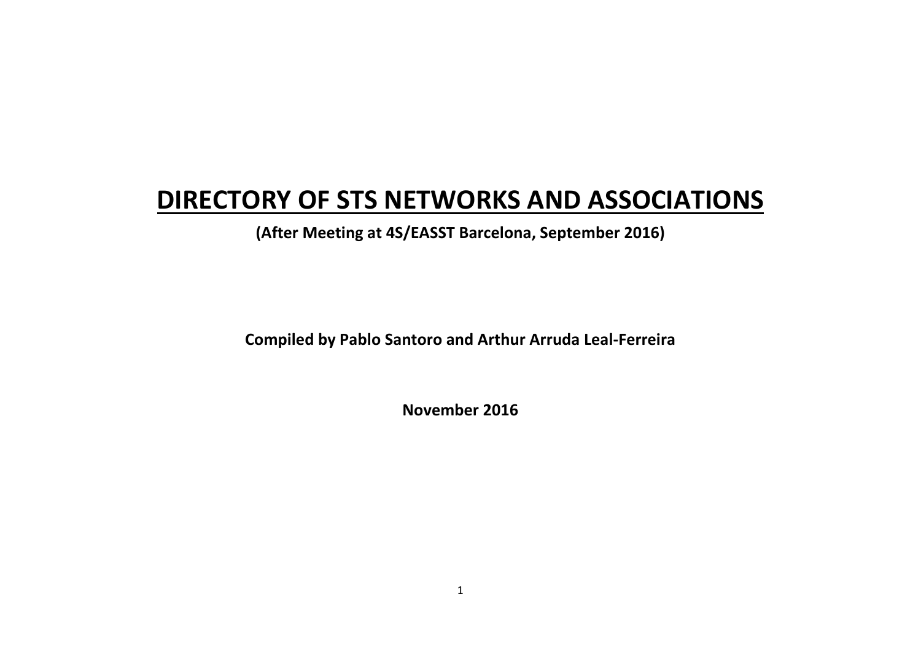# DIRECTORY OF STS NETWORKS AND ASSOCIATIONS

**(After Meeting at 4S/EASST Barcelona, September 2016)**

**Compiled by Pablo Santoro and Arthur Arruda Leal-Ferreira**

**November 2016**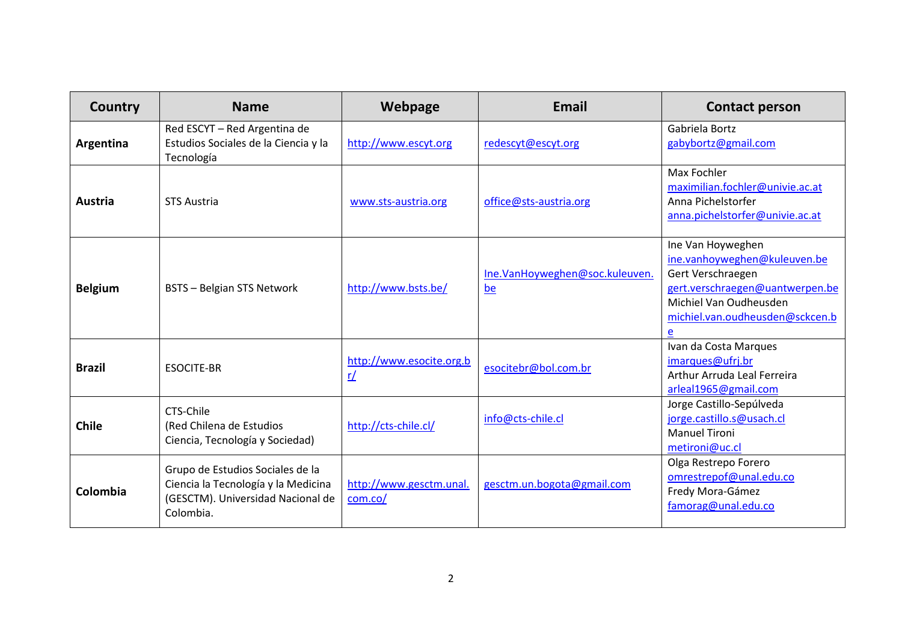| Country | Name | Webpage | Email | Contact person |
|---|---|---|---|---|
| **Argentina** | Red ESCYT – Red Argentina de Estudios Sociales de la Ciencia y la Tecnología | http://www.escyt.org | redescyt@escyt.org | Gabriela Bortz<br>gabybortz@gmail.com |
| **Austria** | STS Austria | www.sts-austria.org | office@sts-austria.org | Max Fochler<br>maximilian.fochler@univie.ac.at<br>Anna Pichelstorfer<br>anna.pichelstorfer@univie.ac.at |
| **Belgium** | BSTS – Belgian STS Network | http://www.bsts.be/ | Ine.VanHoyweghen@soc.kuleuven.be | Ine Van Hoyweghen<br>ine.vanhoyweghen@kuleuven.be<br>Gert Verschraegen<br>gert.verschraegen@uantwerpen.be<br>Michiel Van Oudheusden<br>michiel.van.oudheusden@sckcen.be |
| **Brazil** | ESOCITE-BR | http://www.esocite.org.br/ | esocitebr@bol.com.br | Ivan da Costa Marques<br>imarques@ufrj.br<br>Arthur Arruda Leal Ferreira<br>arleal1965@gmail.com |
| **Chile** | CTS-Chile<br>(Red Chilena de Estudios Ciencia, Tecnología y Sociedad) | http://cts-chile.cl/ | info@cts-chile.cl | Jorge Castillo-Sepúlveda<br>jorge.castillo.s@usach.cl<br>Manuel Tironi<br>metironi@uc.cl |
| **Colombia** | Grupo de Estudios Sociales de la Ciencia la Tecnología y la Medicina (GESCTM). Universidad Nacional de Colombia. | http://www.gesctm.unal.com.co/ | gesctm.un.bogota@gmail.com | Olga Restrepo Forero<br>omrestrepof@unal.edu.co<br>Fredy Mora-Gámez<br>famorag@unal.edu.co |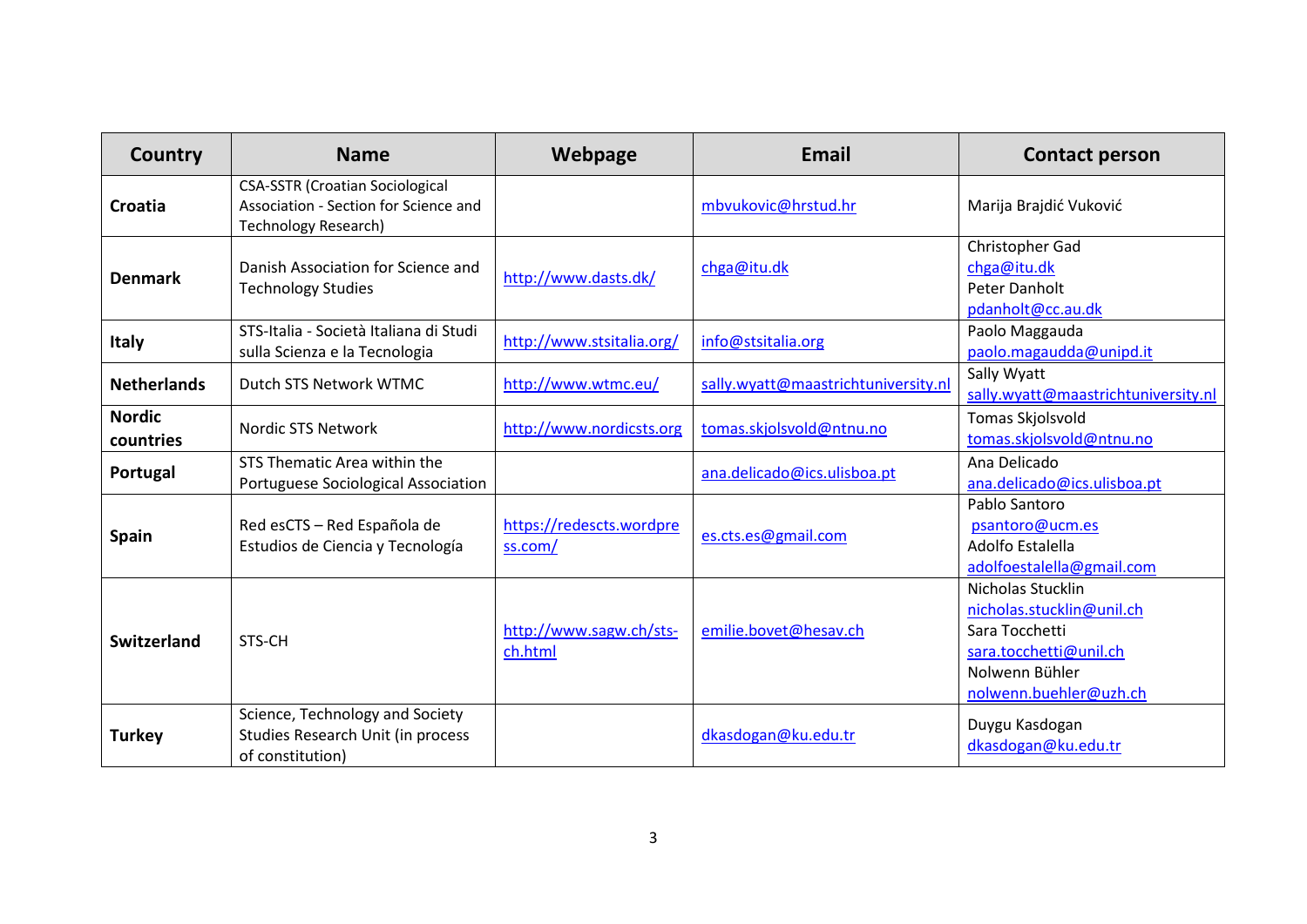| Country | Name | Webpage | Email | Contact person |
|---|---|---|---|---|
| **Croatia** | CSA-SSTR (Croatian Sociological Association - Section for Science and Technology Research) | | mbvukovic@hrstud.hr | Marija Brajdić Vuković |
| **Denmark** | Danish Association for Science and Technology Studies | http://www.dasts.dk/ | chga@itu.dk | Christopher Gad chga@itu.dk Peter Danholt pdanholt@cc.au.dk |
| **Italy** | STS-Italia - Società Italiana di Studi sulla Scienza e la Tecnologia | http://www.stsitalia.org/ | info@stsitalia.org | Paolo Maggauda paolo.magaudda@unipd.it |
| **Netherlands** | Dutch STS Network WTMC | http://www.wtmc.eu/ | sally.wyatt@maastrichtuniversity.nl | Sally Wyatt sally.wyatt@maastrichtuniversity.nl |
| **Nordic countries** | Nordic STS Network | http://www.nordicsts.org | tomas.skjolsvold@ntnu.no | Tomas Skjolsvold tomas.skjolsvold@ntnu.no |
| **Portugal** | STS Thematic Area within the Portuguese Sociological Association | | ana.delicado@ics.ulisboa.pt | Ana Delicado ana.delicado@ics.ulisboa.pt |
| **Spain** | Red esCTS – Red Española de Estudios de Ciencia y Tecnología | https://redescts.wordpress.com/ | es.cts.es@gmail.com | Pablo Santoro psantoro@ucm.es Adolfo Estalella adolfoestalella@gmail.com |
| **Switzerland** | STS-CH | http://www.sagw.ch/sts-ch.html | emilie.bovet@hesav.ch | Nicholas Stucklin nicholas.stucklin@unil.ch Sara Tocchetti sara.tocchetti@unil.ch Nolwenn Bühler nolwenn.buehler@uzh.ch |
| **Turkey** | Science, Technology and Society Studies Research Unit (in process of constitution) | | dkasdogan@ku.edu.tr | Duygu Kasdogan dkasdogan@ku.edu.tr |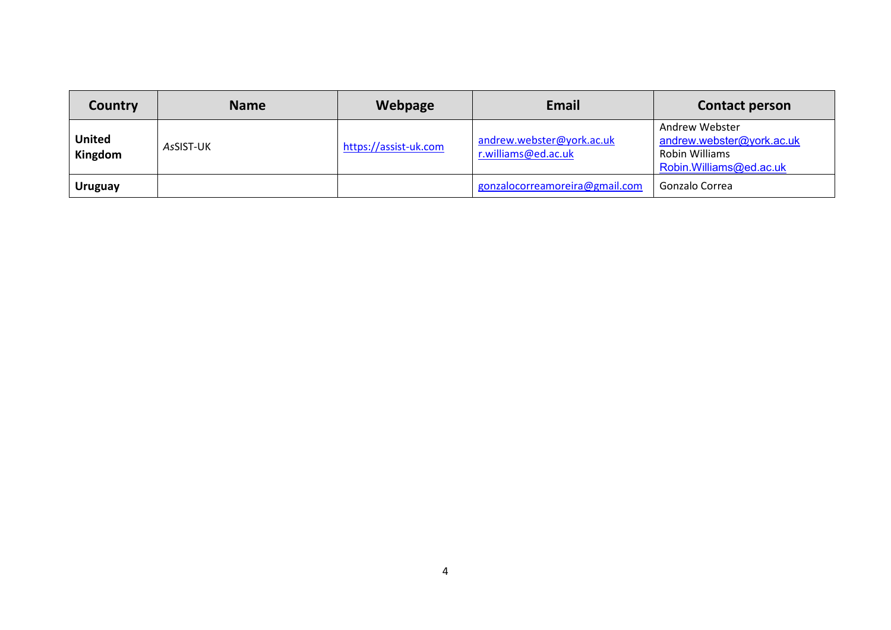| Country | Name | Webpage | Email | Contact person |
|---|---|---|---|---|
| **United Kingdom** | *As*SIST-UK | https://assist-uk.com | andrew.webster@york.ac.uk r.williams@ed.ac.uk | Andrew Webster andrew.webster@york.ac.uk Robin Williams Robin.Williams@ed.ac.uk |
| **Uruguay** | | | gonzalocorreamoreira@gmail.com | Gonzalo Correa |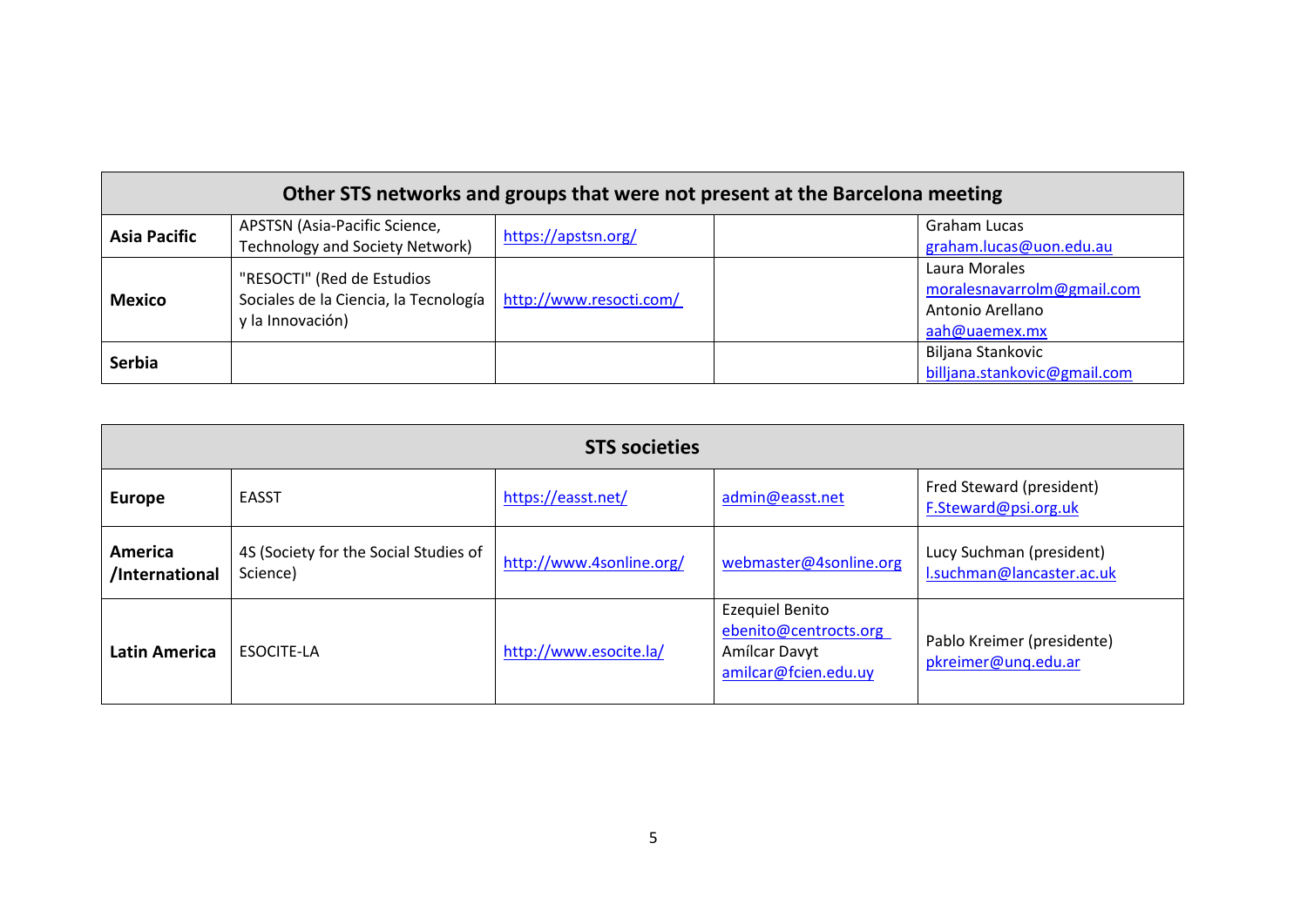| Other STS networks and groups that were not present at the Barcelona meeting | | | | |
|---|---|---|---|---|
| **Asia Pacific** | APSTSN (Asia-Pacific Science, Technology and Society Network) | https://apstsn.org/ | | Graham Lucas graham.lucas@uon.edu.au |
| **Mexico** | "RESOCTI" (Red de Estudios Sociales de la Ciencia, la Tecnología y la Innovación) | http://www.resocti.com/ | | Laura Morales moralesnavarrolm@gmail.com Antonio Arellano aah@uaemex.mx |
| **Serbia** | | | | Biljana Stankovic billjana.stankovic@gmail.com |

| STS societies | | | | |
|---|---|---|---|---|
| **Europe** | EASST | https://easst.net/ | admin@easst.net | Fred Steward (president) F.Steward@psi.org.uk |
| **America /International** | 4S (Society for the Social Studies of Science) | http://www.4sonline.org/ | webmaster@4sonline.org | Lucy Suchman (president) l.suchman@lancaster.ac.uk |
| **Latin America** | ESOCITE-LA | http://www.esocite.la/ | Ezequiel Benito ebenito@centrocts.org Amílcar Davyt amilcar@fcien.edu.uy | Pablo Kreimer (presidente) pkreimer@unq.edu.ar |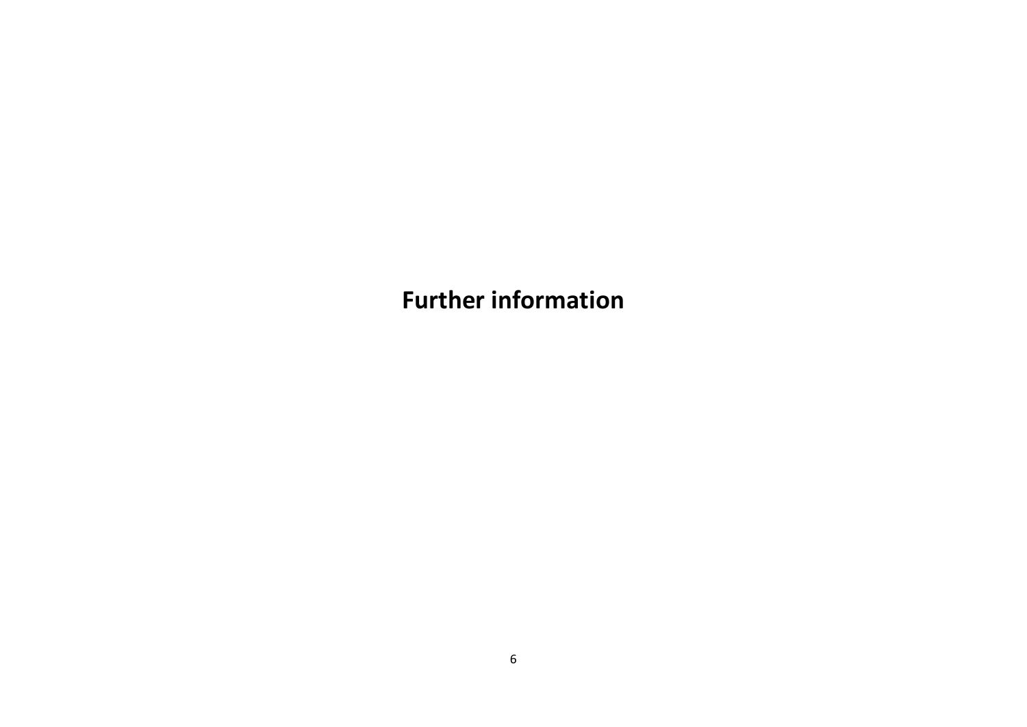# Further information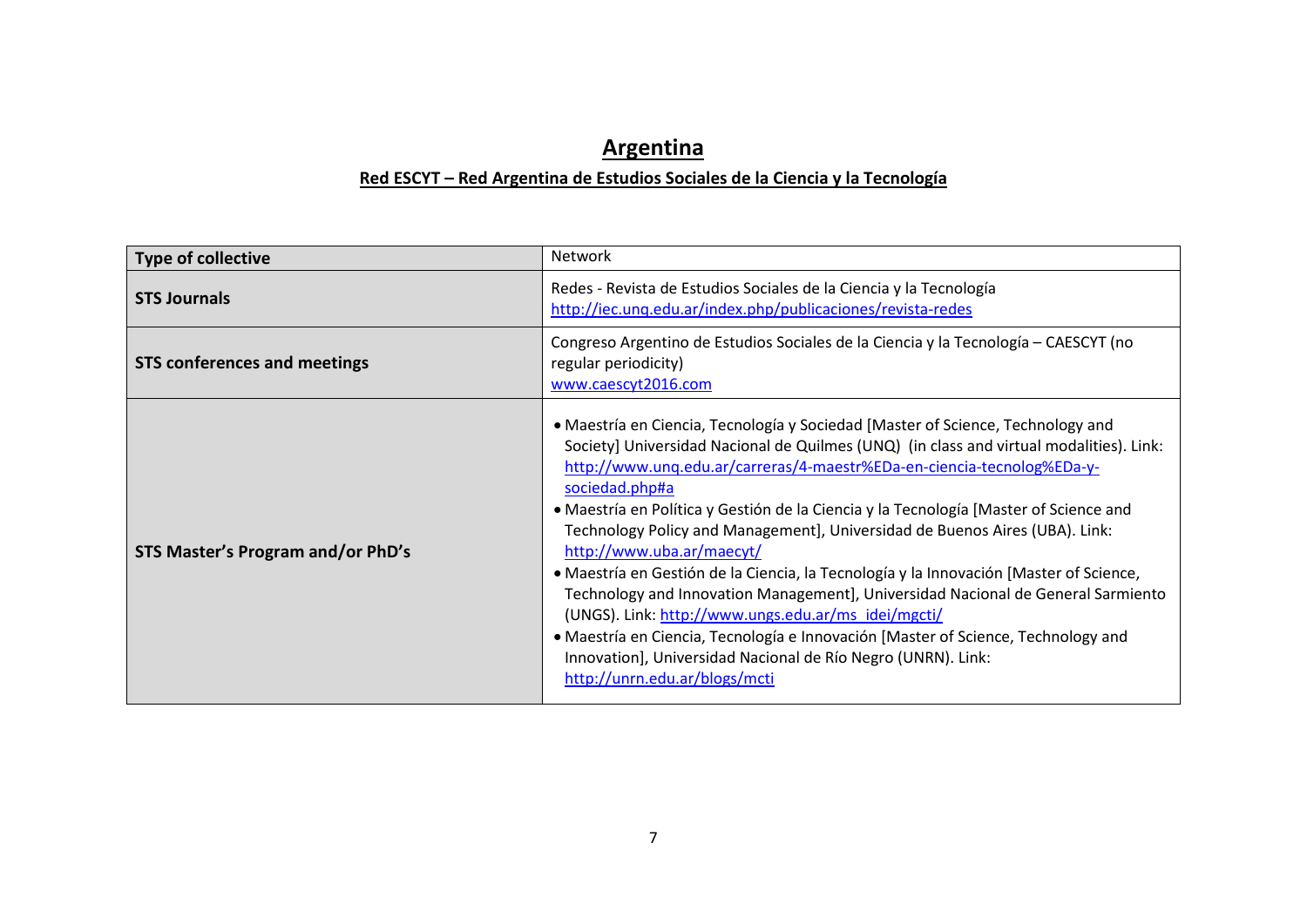# Argentina

## Red ESCYT – Red Argentina de Estudios Sociales de la Ciencia y la Tecnología

| **Type of collective** | Network |
|---|---|
| **STS Journals** | Redes - Revista de Estudios Sociales de la Ciencia y la Tecnología<br>http://iec.unq.edu.ar/index.php/publicaciones/revista-redes |
| **STS conferences and meetings** | Congreso Argentino de Estudios Sociales de la Ciencia y la Tecnología – CAESCYT (no regular periodicity)<br>www.caescyt2016.com |
| **STS Master's Program and/or PhD's** | • Maestría en Ciencia, Tecnología y Sociedad [Master of Science, Technology and Society] Universidad Nacional de Quilmes (UNQ) (in class and virtual modalities). Link: http://www.unq.edu.ar/carreras/4-maestr%EDa-en-ciencia-tecnolog%EDa-y-sociedad.php#a<br>• Maestría en Política y Gestión de la Ciencia y la Tecnología [Master of Science and Technology Policy and Management], Universidad de Buenos Aires (UBA). Link: http://www.uba.ar/maecyt/<br>• Maestría en Gestión de la Ciencia, la Tecnología y la Innovación [Master of Science, Technology and Innovation Management], Universidad Nacional de General Sarmiento (UNGS). Link: http://www.ungs.edu.ar/ms_idei/mgcti/<br>• Maestría en Ciencia, Tecnología e Innovación [Master of Science, Technology and Innovation], Universidad Nacional de Río Negro (UNRN). Link: http://unrn.edu.ar/blogs/mcti |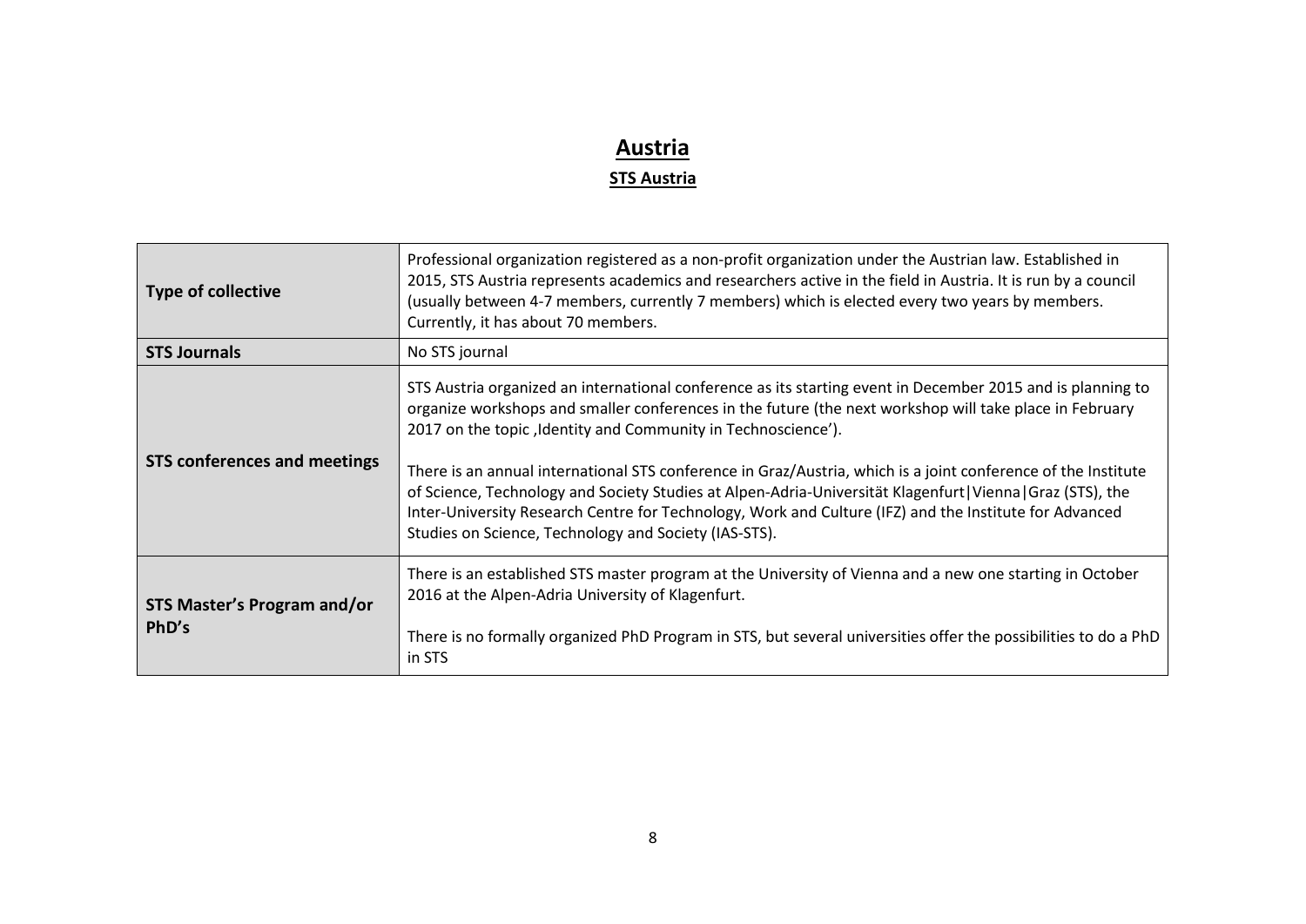# Austria

## STS Austria

| | |
|---|---|
| **Type of collective** | Professional organization registered as a non-profit organization under the Austrian law. Established in 2015, STS Austria represents academics and researchers active in the field in Austria. It is run by a council (usually between 4-7 members, currently 7 members) which is elected every two years by members. Currently, it has about 70 members. |
| **STS Journals** | No STS journal |
| **STS conferences and meetings** | STS Austria organized an international conference as its starting event in December 2015 and is planning to organize workshops and smaller conferences in the future (the next workshop will take place in February 2017 on the topic ‚Identity and Community in Technoscience'). <br><br> There is an annual international STS conference in Graz/Austria, which is a joint conference of the Institute of Science, Technology and Society Studies at Alpen-Adria-Universität Klagenfurt\|Vienna\|Graz (STS), the Inter-University Research Centre for Technology, Work and Culture (IFZ) and the Institute for Advanced Studies on Science, Technology and Society (IAS-STS). |
| **STS Master's Program and/or PhD's** | There is an established STS master program at the University of Vienna and a new one starting in October 2016 at the Alpen-Adria University of Klagenfurt. <br><br> There is no formally organized PhD Program in STS, but several universities offer the possibilities to do a PhD in STS |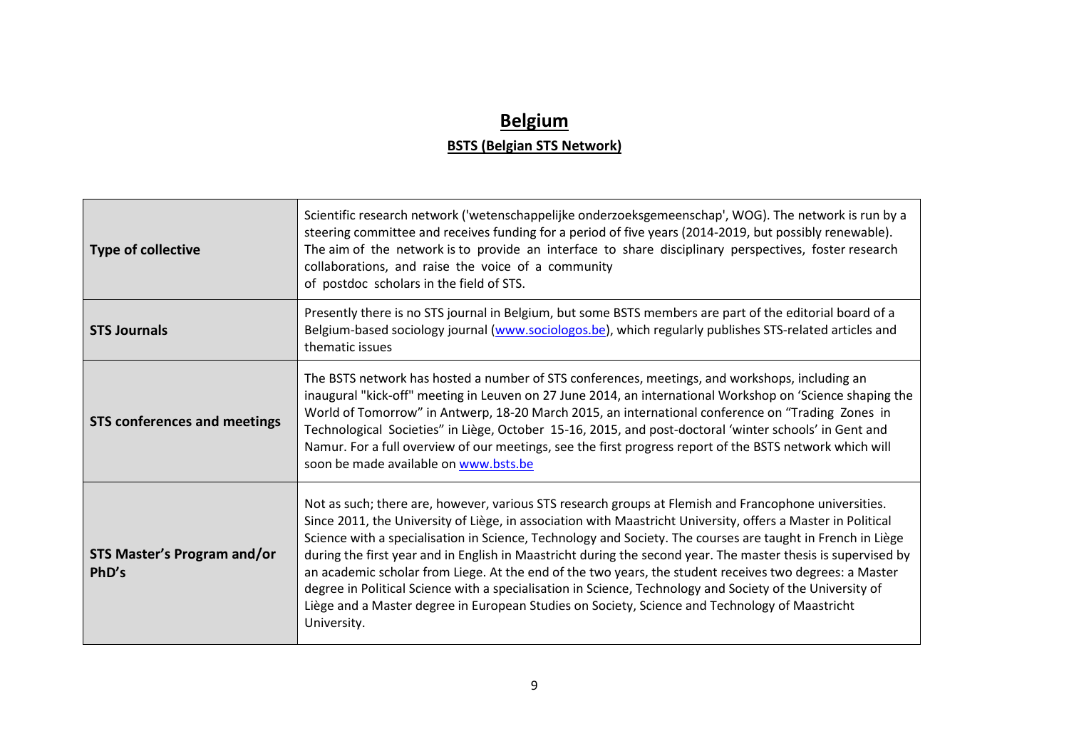# Belgium

## BSTS (Belgian STS Network)

| | |
|---|---|
| **Type of collective** | Scientific research network ('wetenschappelijke onderzoeksgemeenschap', WOG). The network is run by a steering committee and receives funding for a period of five years (2014-2019, but possibly renewable). The aim of the network is to provide an interface to share disciplinary perspectives, foster research collaborations, and raise the voice of a community of postdoc scholars in the field of STS. |
| **STS Journals** | Presently there is no STS journal in Belgium, but some BSTS members are part of the editorial board of a Belgium-based sociology journal ([www.sociologos.be](www.sociologos.be)), which regularly publishes STS-related articles and thematic issues |
| **STS conferences and meetings** | The BSTS network has hosted a number of STS conferences, meetings, and workshops, including an inaugural "kick-off" meeting in Leuven on 27 June 2014, an international Workshop on 'Science shaping the World of Tomorrow" in Antwerp, 18-20 March 2015, an international conference on "Trading Zones in Technological Societies" in Liège, October 15-16, 2015, and post-doctoral 'winter schools' in Gent and Namur. For a full overview of our meetings, see the first progress report of the BSTS network which will soon be made available on [www.bsts.be](www.bsts.be) |
| **STS Master's Program and/or PhD's** | Not as such; there are, however, various STS research groups at Flemish and Francophone universities. Since 2011, the University of Liège, in association with Maastricht University, offers a Master in Political Science with a specialisation in Science, Technology and Society. The courses are taught in French in Liège during the first year and in English in Maastricht during the second year. The master thesis is supervised by an academic scholar from Liege. At the end of the two years, the student receives two degrees: a Master degree in Political Science with a specialisation in Science, Technology and Society of the University of Liège and a Master degree in European Studies on Society, Science and Technology of Maastricht University. |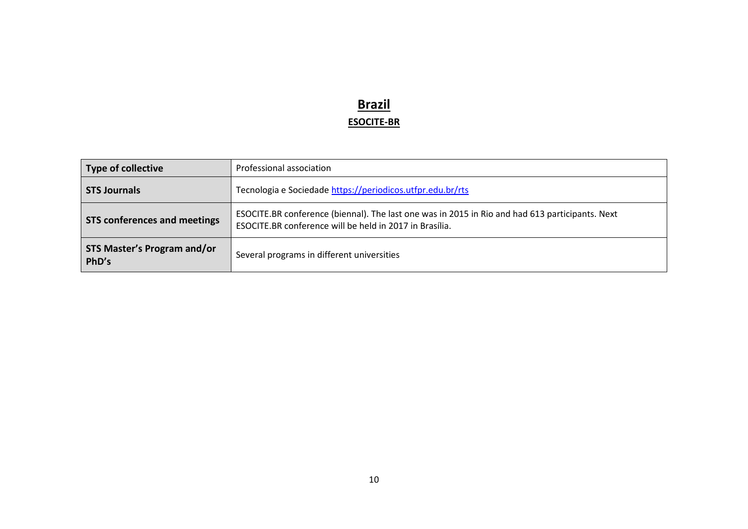## Brazil

### ESOCITE-BR

| Type of collective | Professional association |
| --- | --- |
| **STS Journals** | Tecnologia e Sociedade https://periodicos.utfpr.edu.br/rts |
| **STS conferences and meetings** | ESOCITE.BR conference (biennal). The last one was in 2015 in Rio and had 613 participants. Next ESOCITE.BR conference will be held in 2017 in Brasília. |
| **STS Master's Program and/or PhD's** | Several programs in different universities |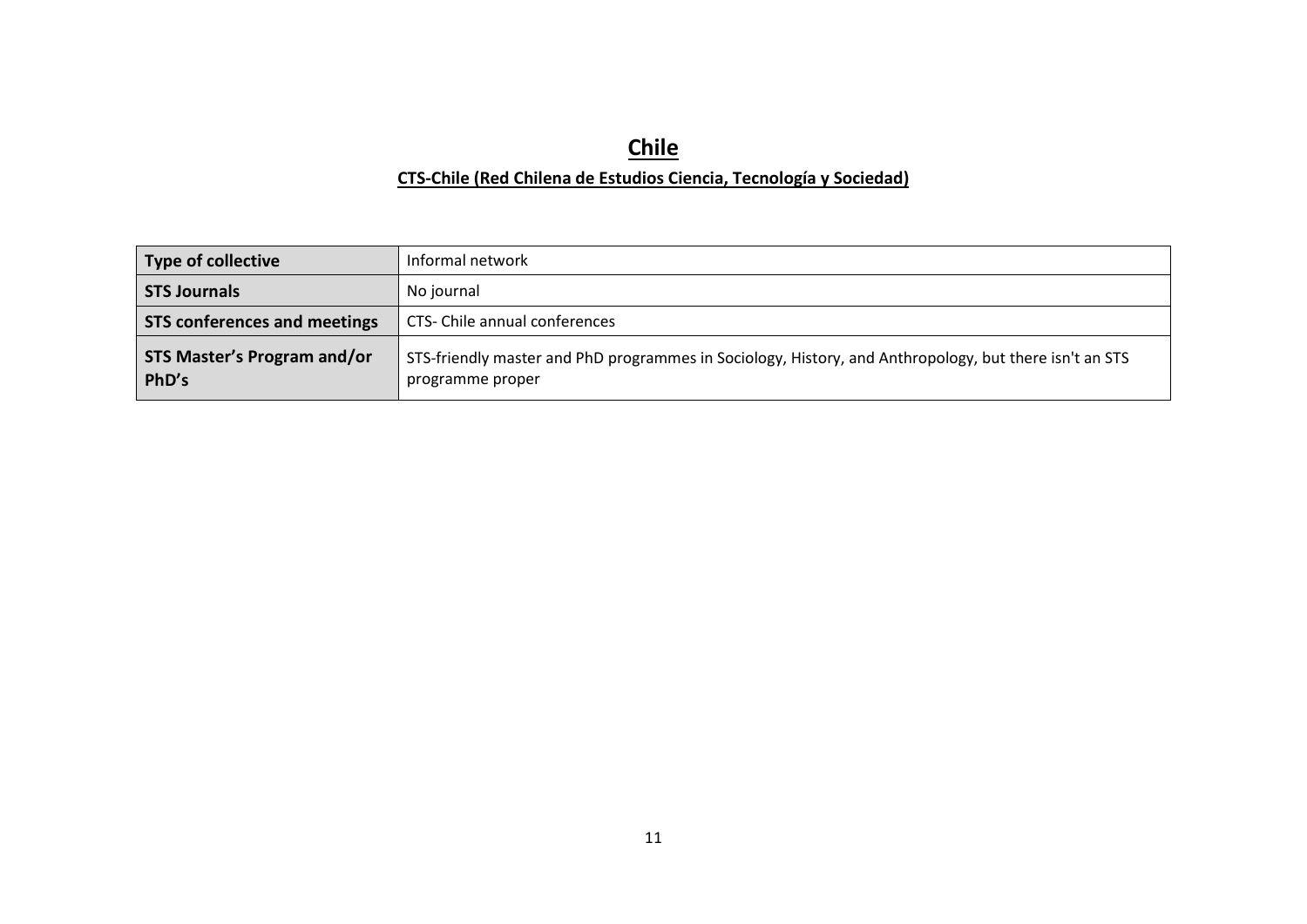# Chile

## CTS-Chile (Red Chilena de Estudios Ciencia, Tecnología y Sociedad)

| | |
|---|---|
| **Type of collective** | Informal network |
| **STS Journals** | No journal |
| **STS conferences and meetings** | CTS- Chile annual conferences |
| **STS Master's Program and/or PhD's** | STS-friendly master and PhD programmes in Sociology, History, and Anthropology, but there isn't an STS programme proper |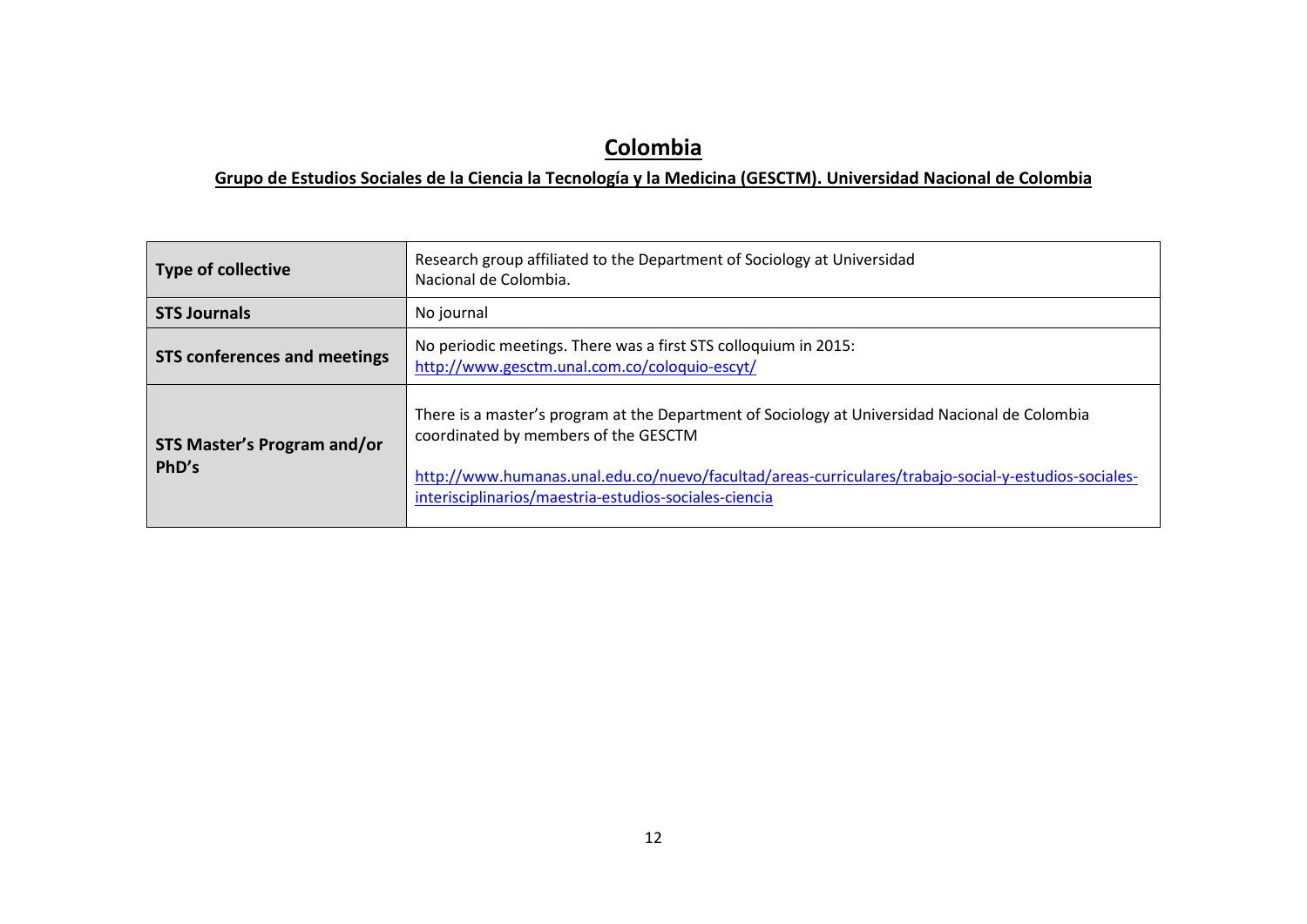# Colombia

## Grupo de Estudios Sociales de la Ciencia la Tecnología y la Medicina (GESCTM). Universidad Nacional de Colombia

| | |
|---|---|
| **Type of collective** | Research group affiliated to the Department of Sociology at Universidad Nacional de Colombia. |
| **STS Journals** | No journal |
| **STS conferences and meetings** | No periodic meetings. There was a first STS colloquium in 2015: http://www.gesctm.unal.com.co/coloquio-escyt/ |
| **STS Master's Program and/or PhD's** | There is a master's program at the Department of Sociology at Universidad Nacional de Colombia coordinated by members of the GESCTM<br><br>http://www.humanas.unal.edu.co/nuevo/facultad/areas-curriculares/trabajo-social-y-estudios-sociales-interisciplinarios/maestria-estudios-sociales-ciencia |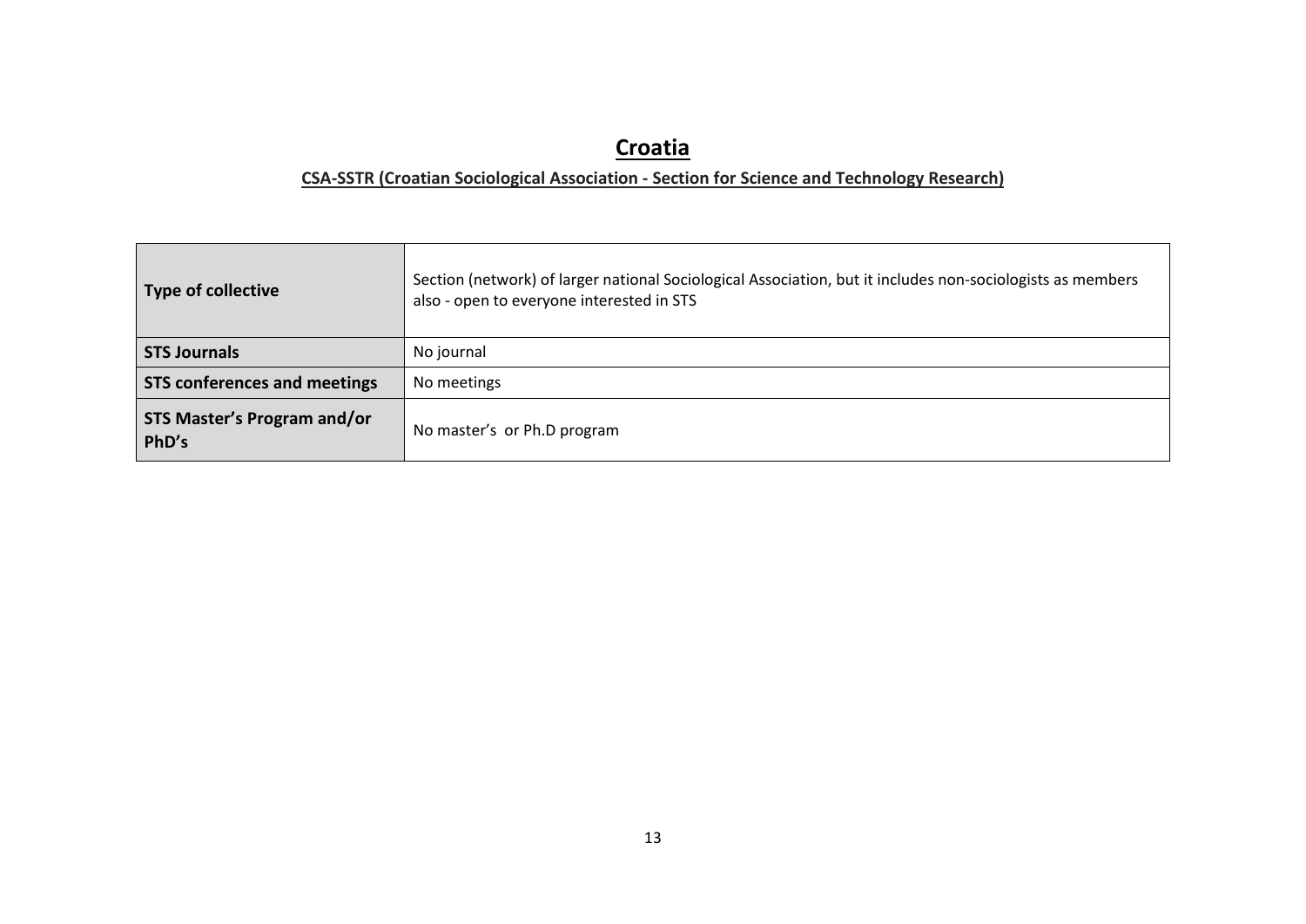# Croatia

## CSA-SSTR (Croatian Sociological Association - Section for Science and Technology Research)

| | |
|---|---|
| **Type of collective** | Section (network) of larger national Sociological Association, but it includes non-sociologists as members also - open to everyone interested in STS |
| **STS Journals** | No journal |
| **STS conferences and meetings** | No meetings |
| **STS Master's Program and/or PhD's** | No master's or Ph.D program |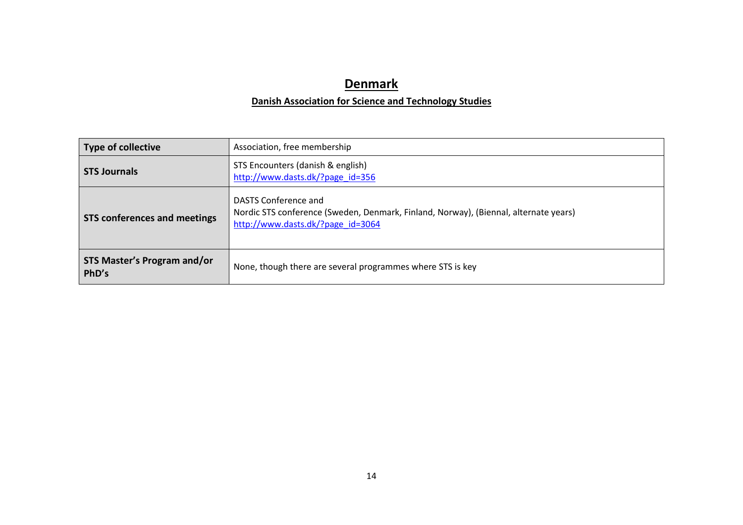# Denmark

## Danish Association for Science and Technology Studies

| **Type of collective** | Association, free membership |
|---|---|
| **STS Journals** | STS Encounters (danish & english)<br>http://www.dasts.dk/?page_id=356 |
| **STS conferences and meetings** | DASTS Conference and<br>Nordic STS conference (Sweden, Denmark, Finland, Norway), (Biennal, alternate years)<br>http://www.dasts.dk/?page_id=3064 |
| **STS Master's Program and/or PhD's** | None, though there are several programmes where STS is key |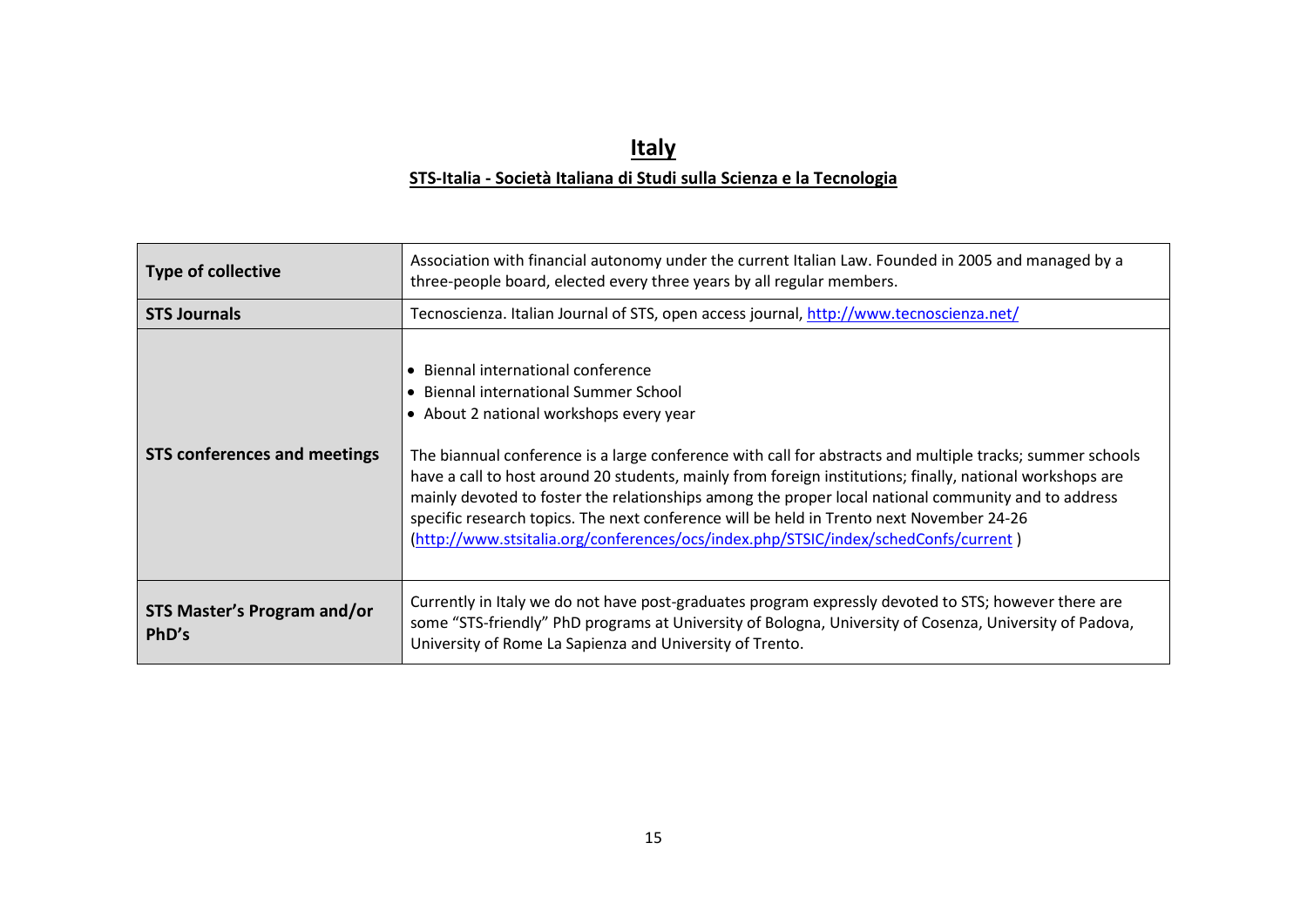# Italy

## STS-Italia - Società Italiana di Studi sulla Scienza e la Tecnologia

| | |
|---|---|
| **Type of collective** | Association with financial autonomy under the current Italian Law. Founded in 2005 and managed by a three-people board, elected every three years by all regular members. |
| **STS Journals** | Tecnoscienza. Italian Journal of STS, open access journal, http://www.tecnoscienza.net/ |
| **STS conferences and meetings** | • Biennal international conference<br>• Biennal international Summer School<br>• About 2 national workshops every year<br><br>The biannual conference is a large conference with call for abstracts and multiple tracks; summer schools have a call to host around 20 students, mainly from foreign institutions; finally, national workshops are mainly devoted to foster the relationships among the proper local national community and to address specific research topics. The next conference will be held in Trento next November 24-26 (http://www.stsitalia.org/conferences/ocs/index.php/STSIC/index/schedConfs/current ) |
| **STS Master's Program and/or PhD's** | Currently in Italy we do not have post-graduates program expressly devoted to STS; however there are some "STS-friendly" PhD programs at University of Bologna, University of Cosenza, University of Padova, University of Rome La Sapienza and University of Trento. |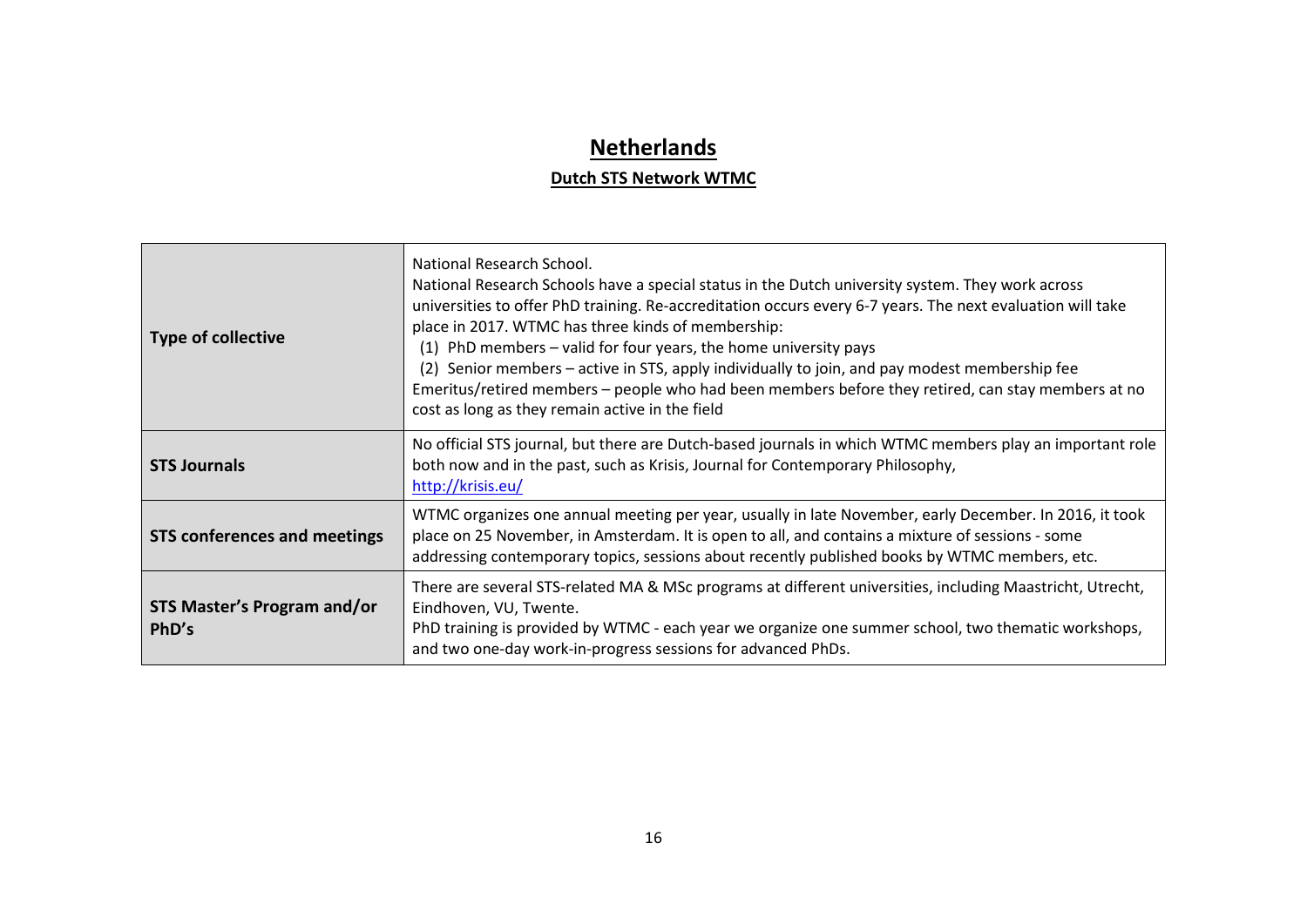# Netherlands

## Dutch STS Network WTMC

| | |
|---|---|
| **Type of collective** | National Research School.<br>National Research Schools have a special status in the Dutch university system. They work across universities to offer PhD training. Re-accreditation occurs every 6-7 years. The next evaluation will take place in 2017. WTMC has three kinds of membership:<br>(1) PhD members – valid for four years, the home university pays<br>(2) Senior members – active in STS, apply individually to join, and pay modest membership fee<br>Emeritus/retired members – people who had been members before they retired, can stay members at no cost as long as they remain active in the field |
| **STS Journals** | No official STS journal, but there are Dutch-based journals in which WTMC members play an important role both now and in the past, such as Krisis, Journal for Contemporary Philosophy,<br>http://krisis.eu/ |
| **STS conferences and meetings** | WTMC organizes one annual meeting per year, usually in late November, early December. In 2016, it took place on 25 November, in Amsterdam. It is open to all, and contains a mixture of sessions - some addressing contemporary topics, sessions about recently published books by WTMC members, etc. |
| **STS Master's Program and/or PhD's** | There are several STS-related MA & MSc programs at different universities, including Maastricht, Utrecht, Eindhoven, VU, Twente.<br>PhD training is provided by WTMC - each year we organize one summer school, two thematic workshops, and two one-day work-in-progress sessions for advanced PhDs. |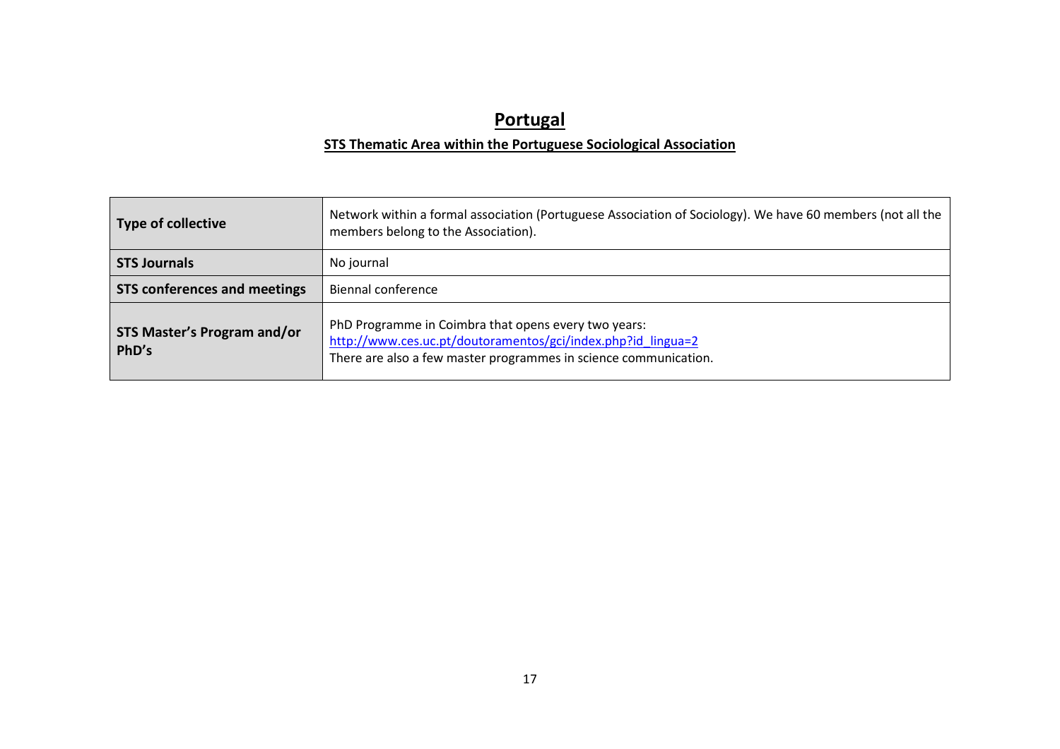# Portugal

## STS Thematic Area within the Portuguese Sociological Association

| | |
|---|---|
| **Type of collective** | Network within a formal association (Portuguese Association of Sociology). We have 60 members (not all the members belong to the Association). |
| **STS Journals** | No journal |
| **STS conferences and meetings** | Biennal conference |
| **STS Master's Program and/or PhD's** | PhD Programme in Coimbra that opens every two years: http://www.ces.uc.pt/doutoramentos/gci/index.php?id_lingua=2 There are also a few master programmes in science communication. |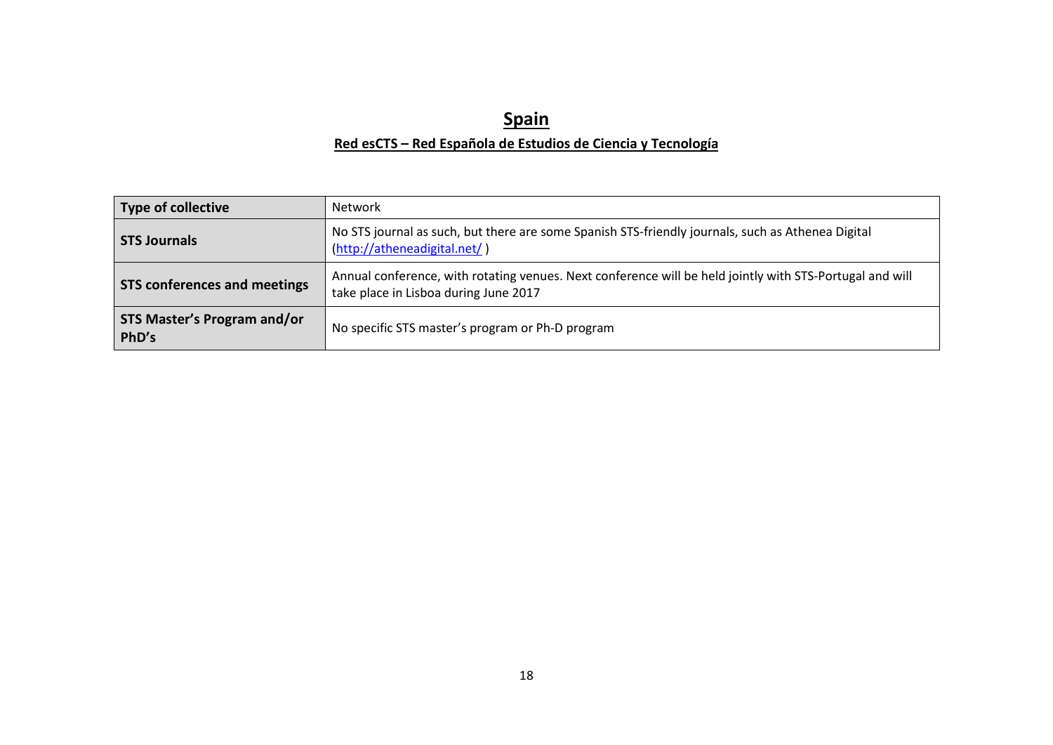# Spain

## Red esCTS – Red Española de Estudios de Ciencia y Tecnología

| Type of collective | Network |
|---|---|
| **STS Journals** | No STS journal as such, but there are some Spanish STS-friendly journals, such as Athenea Digital (http://atheneadigital.net/ ) |
| **STS conferences and meetings** | Annual conference, with rotating venues. Next conference will be held jointly with STS-Portugal and will take place in Lisboa during June 2017 |
| **STS Master's Program and/or PhD's** | No specific STS master's program or Ph-D program |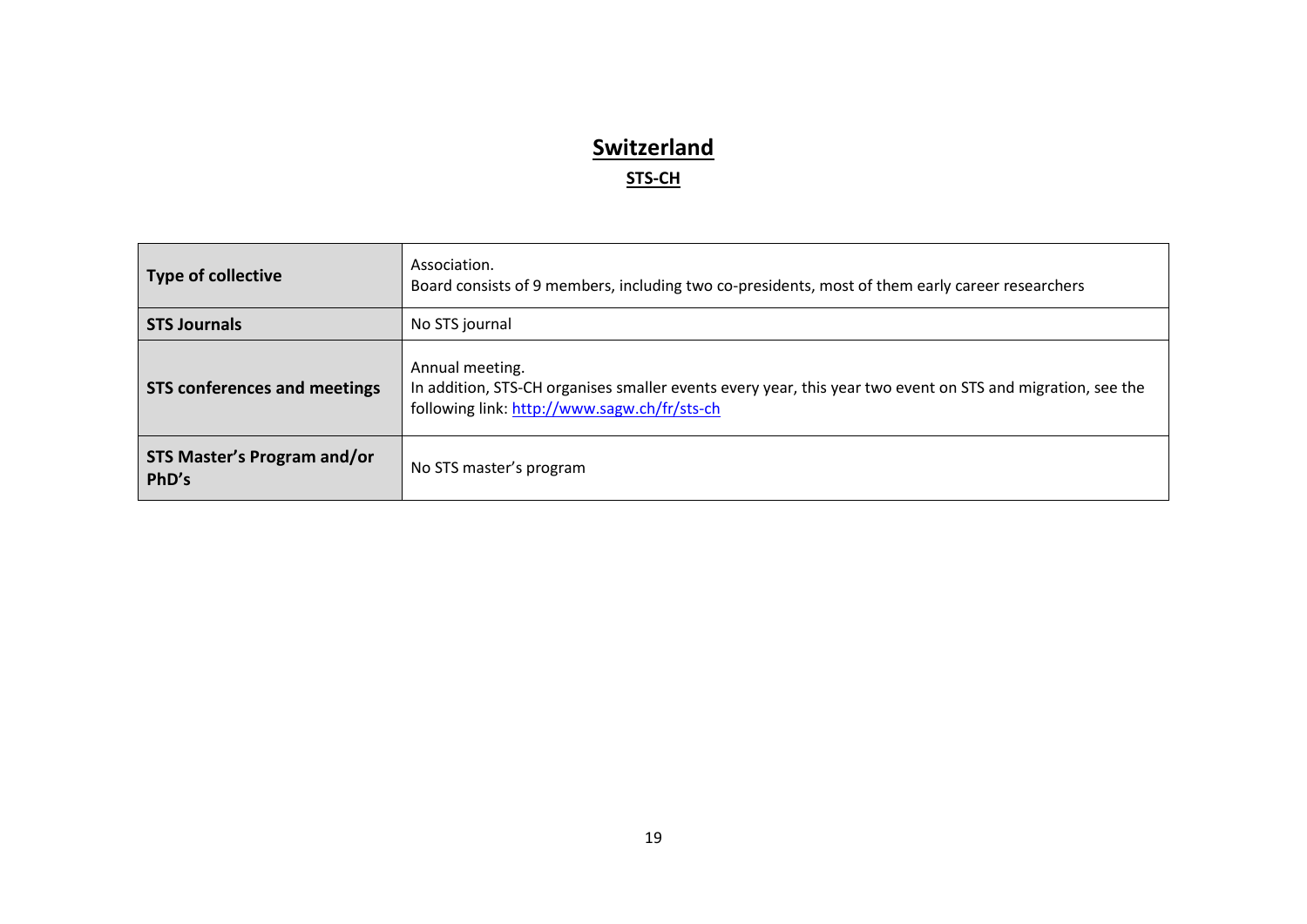# Switzerland

## STS-CH

| Type of collective | Association.<br>Board consists of 9 members, including two co-presidents, most of them early career researchers |
|---|---|
| **STS Journals** | No STS journal |
| **STS conferences and meetings** | Annual meeting.<br>In addition, STS-CH organises smaller events every year, this year two event on STS and migration, see the following link: [http://www.sagw.ch/fr/sts-ch](http://www.sagw.ch/fr/sts-ch) |
| **STS Master's Program and/or PhD's** | No STS master's program |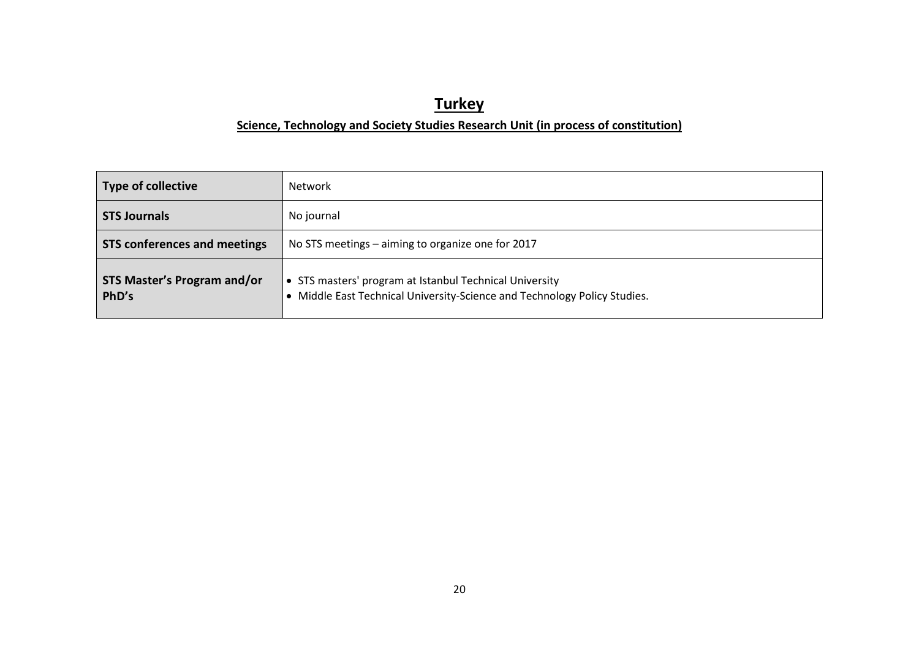# Turkey

## Science, Technology and Society Studies Research Unit (in process of constitution)

| Type of collective | Network |
|---|---|
| STS Journals | No journal |
| STS conferences and meetings | No STS meetings – aiming to organize one for 2017 |
| STS Master's Program and/or PhD's | • STS masters' program at Istanbul Technical University<br>• Middle East Technical University-Science and Technology Policy Studies. |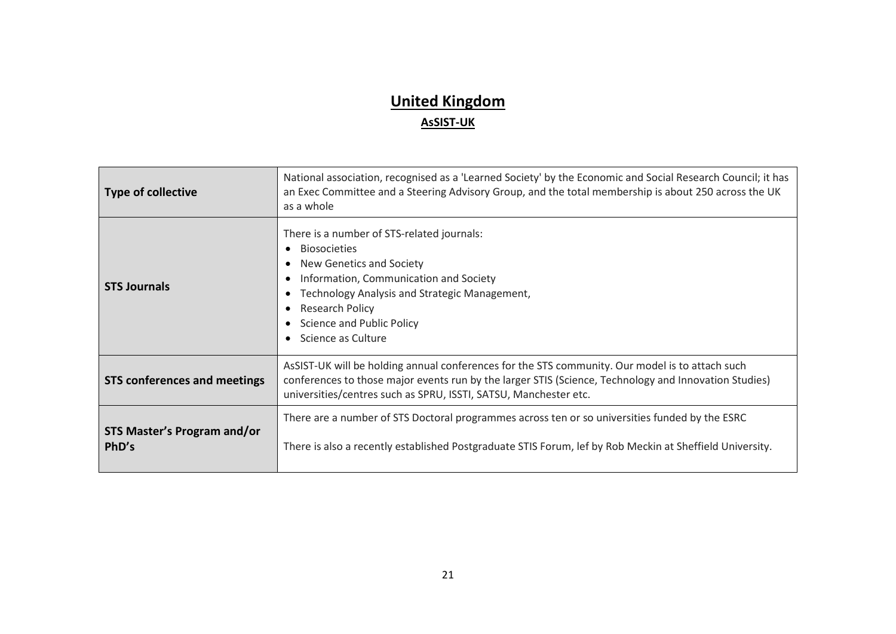# United Kingdom

## AsSIST-UK

| | |
|---|---|
| **Type of collective** | National association, recognised as a 'Learned Society' by the Economic and Social Research Council; it has an Exec Committee and a Steering Advisory Group, and the total membership is about 250 across the UK as a whole |
| **STS Journals** | There is a number of STS-related journals:<br>• Biosocieties<br>• New Genetics and Society<br>• Information, Communication and Society<br>• Technology Analysis and Strategic Management,<br>• Research Policy<br>• Science and Public Policy<br>• Science as Culture |
| **STS conferences and meetings** | AsSIST-UK will be holding annual conferences for the STS community. Our model is to attach such conferences to those major events run by the larger STIS (Science, Technology and Innovation Studies) universities/centres such as SPRU, ISSTI, SATSU, Manchester etc. |
| **STS Master's Program and/or PhD's** | There are a number of STS Doctoral programmes across ten or so universities funded by the ESRC<br><br>There is also a recently established Postgraduate STIS Forum, lef by Rob Meckin at Sheffield University. |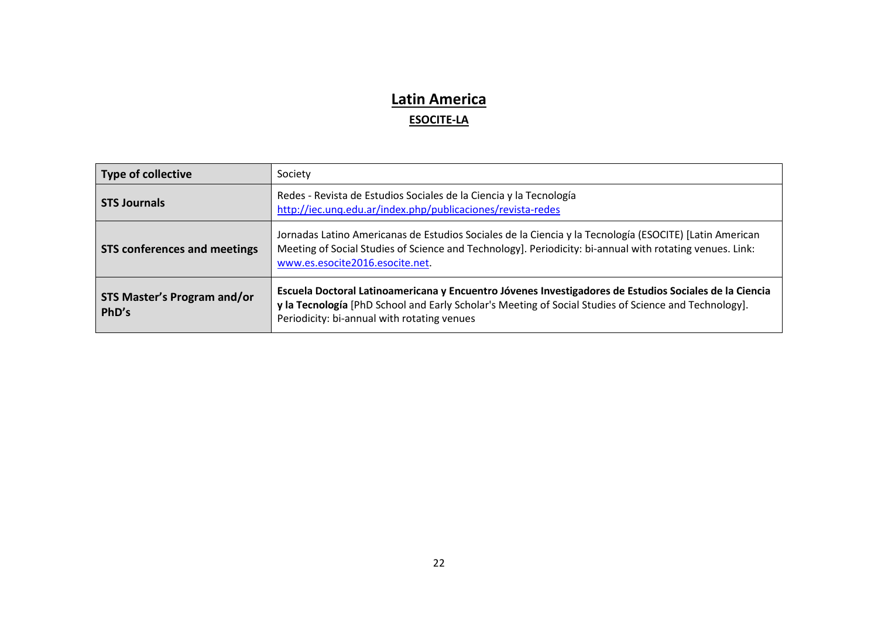# Latin America

## ESOCITE-LA

| | |
|---|---|
| **Type of collective** | Society |
| **STS Journals** | Redes - Revista de Estudios Sociales de la Ciencia y la Tecnología<br>http://iec.unq.edu.ar/index.php/publicaciones/revista-redes |
| **STS conferences and meetings** | Jornadas Latino Americanas de Estudios Sociales de la Ciencia y la Tecnología (ESOCITE) [Latin American Meeting of Social Studies of Science and Technology]. Periodicity: bi-annual with rotating venues. Link: www.es.esocite2016.esocite.net. |
| **STS Master's Program and/or PhD's** | **Escuela Doctoral Latinoamericana y Encuentro Jóvenes Investigadores de Estudios Sociales de la Ciencia y la Tecnología** [PhD School and Early Scholar's Meeting of Social Studies of Science and Technology]. Periodicity: bi-annual with rotating venues |